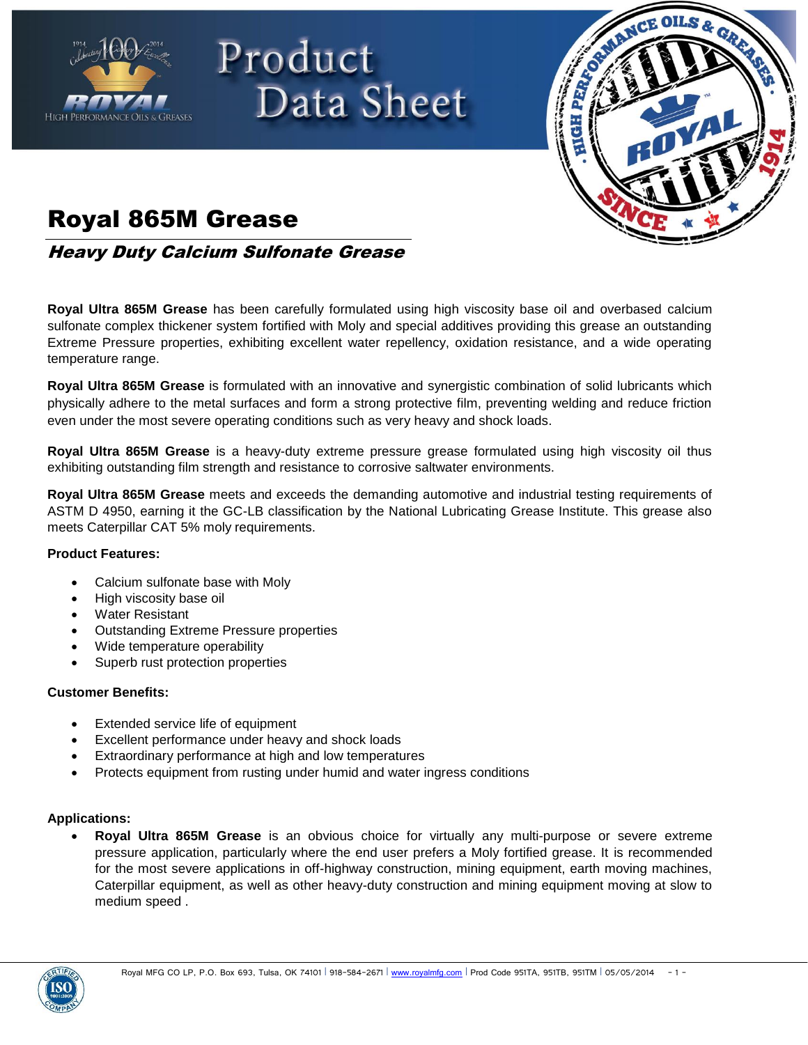# Royal 865M Grease

## *Heavy Duty Calcium Sulfonate Grease*

**Royal Ultra 865M Grease** has been carefully formulated using high viscosity base oil and overbased calcium sulfonate complex thickener system fortified with Moly and special additives providing this grease an outstanding Extreme Pressure properties, exhibiting excellent water repellency, oxidation resistance, and a wide operating temperature range.

**Royal Ultra 865M Grease** is formulated with an innovative and synergistic combination of solid lubricants which physically adhere to the metal surfaces and form a strong protective film, preventing welding and reduce friction even under the most severe operating conditions such as very heavy and shock loads.

**Royal Ultra 865M Grease** is a heavy-duty extreme pressure grease formulated using high viscosity oil thus exhibiting outstanding film strength and resistance to corrosive saltwater environments.

**Royal Ultra 865M Grease** meets and exceeds the demanding automotive and industrial testing requirements of ASTM D 4950, earning it the GC-LB classification by the National Lubricating Grease Institute. This grease also meets Caterpillar CAT 5% moly requirements.

**Product Features:**

- Calcium sulfonate base with Moly
- High viscosity base oil
- Water Resistant
- Outstanding Extreme Pressure properties
- Wide temperature operability
- Superb rust protection properties

**Customer Benefits:**

- Extended service life of equipment
- Excellent performance under heavy and shock loads
- Extraordinary performance at high and low temperatures
- Protects equipment from rusting under humid and water ingress conditions

**Applications:**

- **Royal Ultra 865M Grease** is an obvious choice for virtually any multi-purpose or severe extreme pressure application, particularly where the end user prefers a Moly fortified grease. It is recommended for the most severe applications in off-highway construction, mining equipment, earth moving machines, Caterpillar equipment, as well as other heavy-duty construction and mining equipment moving at slow to medium speed .

Royal MFG CO LP, P.O. Box 693, Tulsa, OK 74101 | 918-584-2671 | www.royalmfg.com | Prod Code 951TA, 951TB, 951TM | 05/05/2014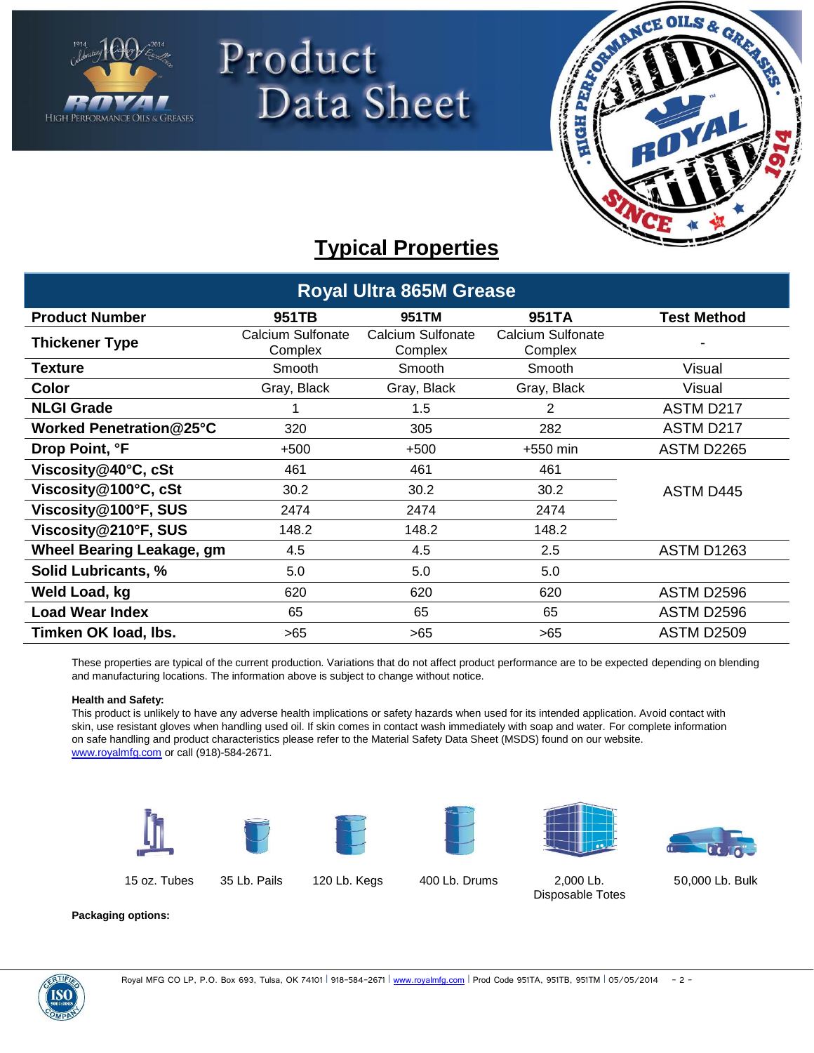# Product Data Sheet

## Typical Properties

| Royal Ultra 865M Grease | | | | |
|---|---|---|---|---|
| **Product Number** | **951TB** | **951TM** | **951TA** | **Test Method** |
| **Thickener Type** | Calcium Sulfonate Complex | Calcium Sulfonate Complex | Calcium Sulfonate Complex | - |
| **Texture** | Smooth | Smooth | Smooth | Visual |
| **Color** | Gray, Black | Gray, Black | Gray, Black | Visual |
| **NLGI Grade** | 1 | 1.5 | 2 | ASTM D217 |
| **Worked Penetration@25°C** | 320 | 305 | 282 | ASTM D217 |
| **Drop Point, °F** | +500 | +500 | +550 min | ASTM D2265 |
| **Viscosity@40°C, cSt** | 461 | 461 | 461 | ASTM D445 |
| **Viscosity@100°C, cSt** | 30.2 | 30.2 | 30.2 | ASTM D445 |
| **Viscosity@100°F, SUS** | 2474 | 2474 | 2474 | ASTM D445 |
| **Viscosity@210°F, SUS** | 148.2 | 148.2 | 148.2 | ASTM D445 |
| **Wheel Bearing Leakage, gm** | 4.5 | 4.5 | 2.5 | ASTM D1263 |
| **Solid Lubricants, %** | 5.0 | 5.0 | 5.0 | |
| **Weld Load, kg** | 620 | 620 | 620 | ASTM D2596 |
| **Load Wear Index** | 65 | 65 | 65 | ASTM D2596 |
| **Timken OK load, lbs.** | >65 | >65 | >65 | ASTM D2509 |

These properties are typical of the current production. Variations that do not affect product performance are to be expected depending on blending and manufacturing locations. The information above is subject to change without notice.

**Health and Safety:**
This product is unlikely to have any adverse health implications or safety hazards when used for its intended application. Avoid contact with skin, use resistant gloves when handling used oil. If skin comes in contact wash immediately with soap and water. For complete information on safe handling and product characteristics please refer to the Material Safety Data Sheet (MSDS) found on our website. www.royalmfg.com or call (918)-584-2671.

15 oz. Tubes | 35 Lb. Pails | 120 Lb. Kegs | 400 Lb. Drums | 2,000 Lb. Disposable Totes | 50,000 Lb. Bulk

**Packaging options:**

Royal MFG CO LP, P.O. Box 693, Tulsa, OK 74101 | 918-584-2671 | www.royalmfg.com | Prod Code 951TA, 951TB, 951TM | 05/05/2014